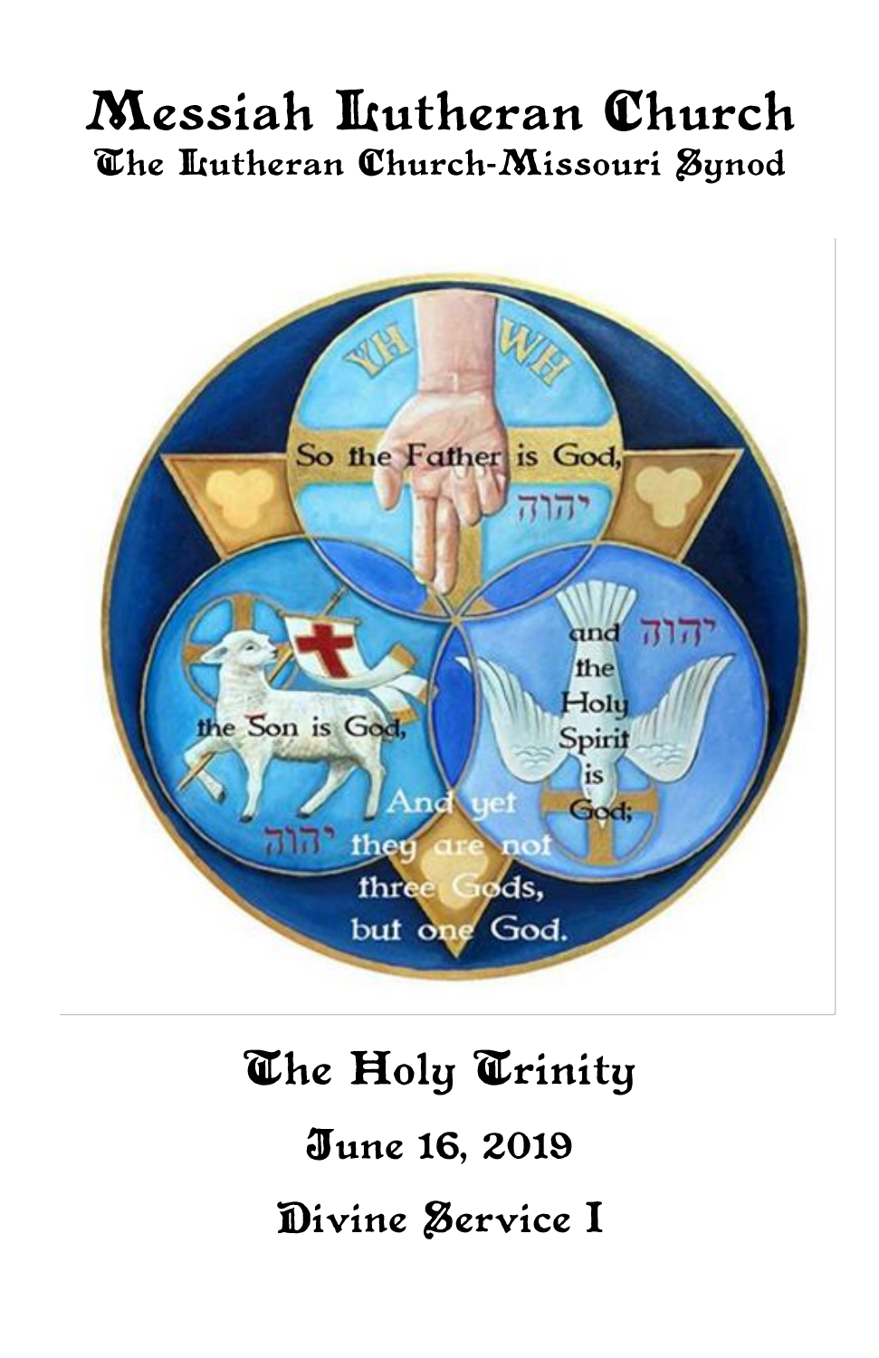# Messiah Lutheran Church

## The Lutheran Church-Missouri Synod

# The Holy Trinity

## June 16, 2019

## Divine Service I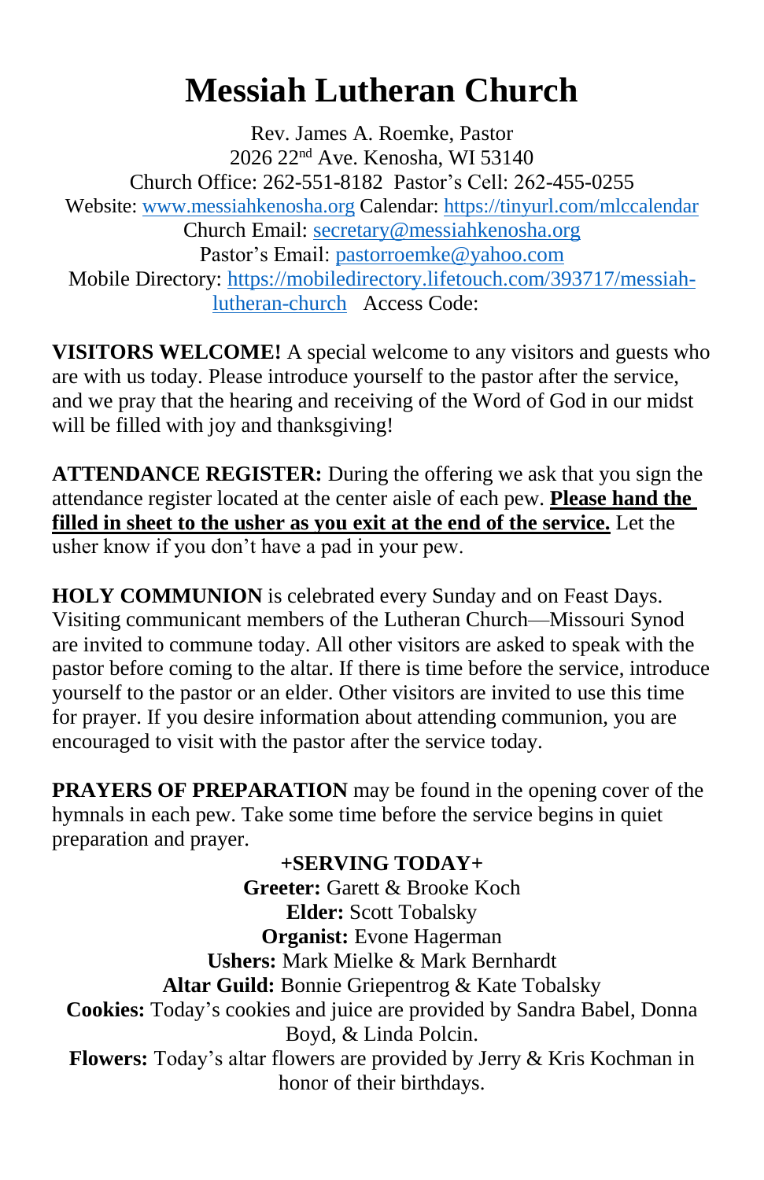# Messiah Lutheran Church

Rev. James A. Roemke, Pastor
2026 22nd Ave. Kenosha, WI 53140
Church Office: 262-551-8182 Pastor's Cell: 262-455-0255
Website: www.messiahkenosha.org Calendar: https://tinyurl.com/mlccalendar
Church Email: secretary@messiahkenosha.org
Pastor's Email: pastorroemke@yahoo.com
Mobile Directory: https://mobiledirectory.lifetouch.com/393717/messiah-lutheran-church Access Code:

**VISITORS WELCOME!** A special welcome to any visitors and guests who are with us today. Please introduce yourself to the pastor after the service, and we pray that the hearing and receiving of the Word of God in our midst will be filled with joy and thanksgiving!

**ATTENDANCE REGISTER:** During the offering we ask that you sign the attendance register located at the center aisle of each pew. **Please hand the filled in sheet to the usher as you exit at the end of the service.** Let the usher know if you don't have a pad in your pew.

**HOLY COMMUNION** is celebrated every Sunday and on Feast Days. Visiting communicant members of the Lutheran Church—Missouri Synod are invited to commune today. All other visitors are asked to speak with the pastor before coming to the altar. If there is time before the service, introduce yourself to the pastor or an elder. Other visitors are invited to use this time for prayer. If you desire information about attending communion, you are encouraged to visit with the pastor after the service today.

**PRAYERS OF PREPARATION** may be found in the opening cover of the hymnals in each pew. Take some time before the service begins in quiet preparation and prayer.

**+SERVING TODAY+**

**Greeter:** Garett & Brooke Koch
**Elder:** Scott Tobalsky
**Organist:** Evone Hagerman
**Ushers:** Mark Mielke & Mark Bernhardt
**Altar Guild:** Bonnie Griepentrog & Kate Tobalsky
**Cookies:** Today's cookies and juice are provided by Sandra Babel, Donna Boyd, & Linda Polcin.
**Flowers:** Today's altar flowers are provided by Jerry & Kris Kochman in honor of their birthdays.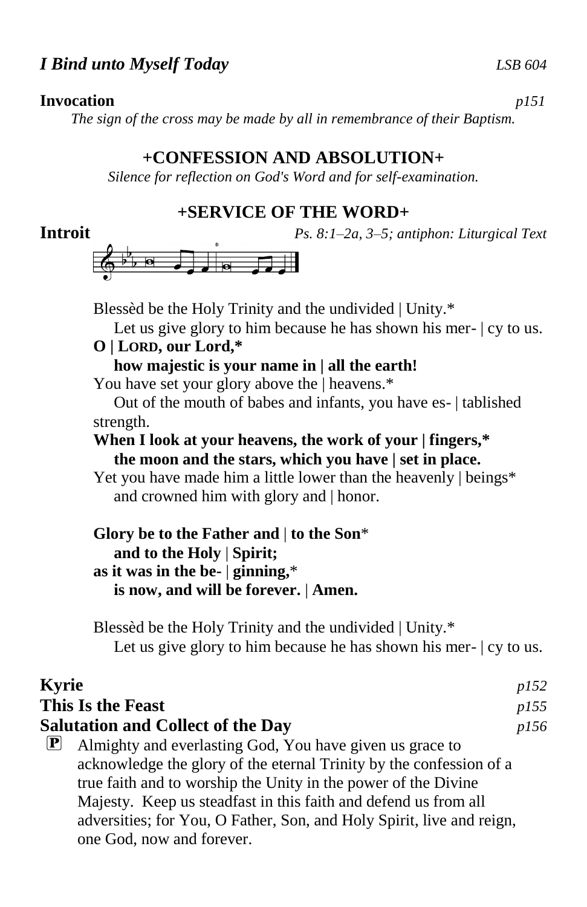***I Bind unto Myself Today*** *LSB 604*

**Invocation** *p151*

*The sign of the cross may be made by all in remembrance of their Baptism.*

## +CONFESSION AND ABSOLUTION+

*Silence for reflection on God's Word and for self-examination.*

## +SERVICE OF THE WORD+

**Introit** *Ps. 8:1–2a, 3–5; antiphon: Liturgical Text*

Blessèd be the Holy Trinity and the undivided | Unity.*
Let us give glory to him because he has shown his mer- | cy to us.
**O | LORD, our Lord,***
**how majestic is your name in | all the earth!**
You have set your glory above the | heavens.*
Out of the mouth of babes and infants, you have es- | tablished strength.
**When I look at your heavens, the work of your | fingers,***
**the moon and the stars, which you have | set in place.**
Yet you have made him a little lower than the heavenly | beings*
and crowned him with glory and | honor.

**Glory be to the Father and | to the Son***
**and to the Holy | Spirit;**
**as it was in the be- | ginning,***
**is now, and will be forever. | Amen.**

Blessèd be the Holy Trinity and the undivided | Unity.*
Let us give glory to him because he has shown his mer- | cy to us.

**Kyrie** *p152*

**This Is the Feast** *p155*

**Salutation and Collect of the Day** *p156*

P Almighty and everlasting God, You have given us grace to acknowledge the glory of the eternal Trinity by the confession of a true faith and to worship the Unity in the power of the Divine Majesty. Keep us steadfast in this faith and defend us from all adversities; for You, O Father, Son, and Holy Spirit, live and reign, one God, now and forever.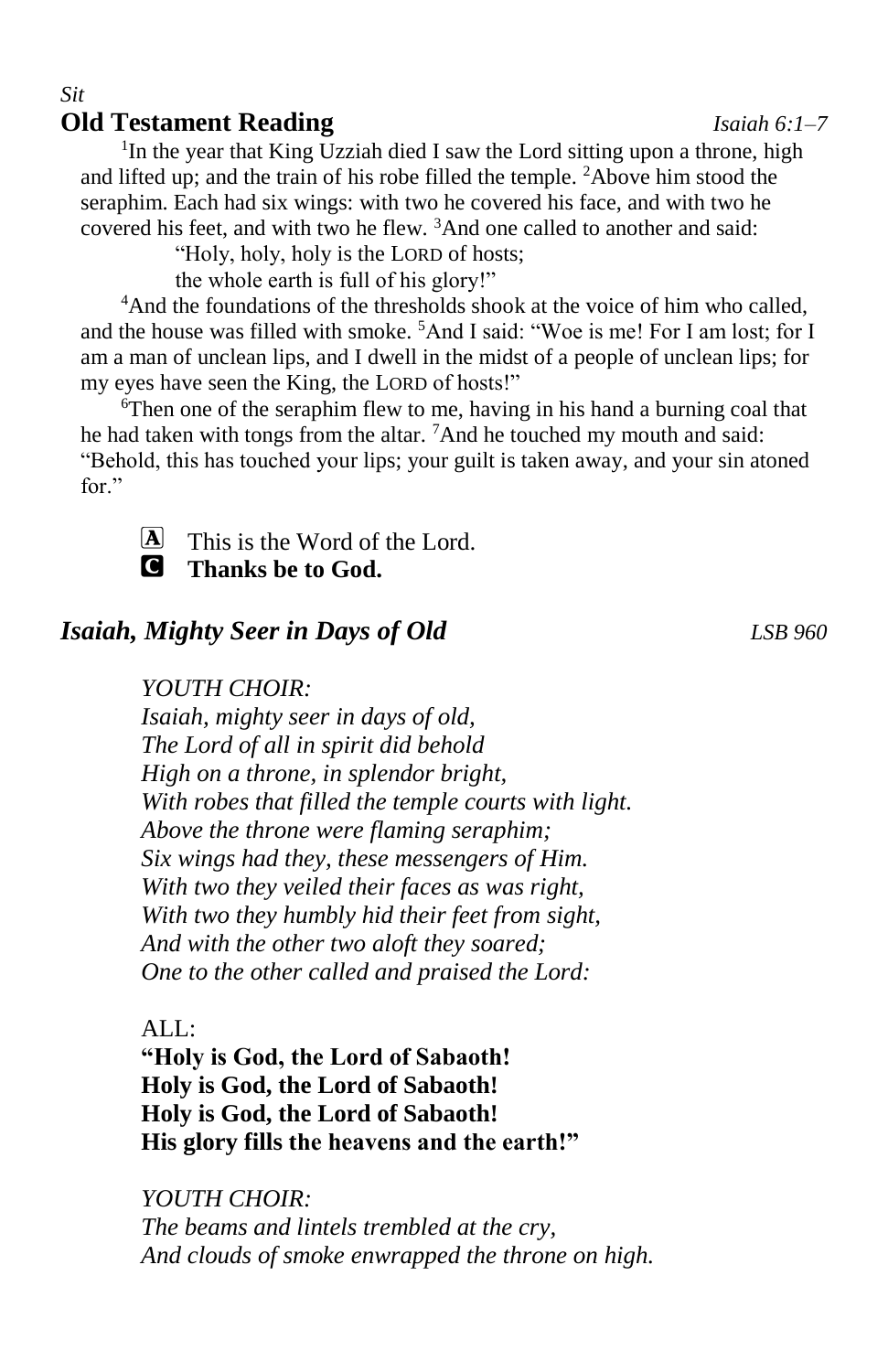*Sit*

## Old Testament Reading *Isaiah 6:1–7*

[1]In the year that King Uzziah died I saw the Lord sitting upon a throne, high and lifted up; and the train of his robe filled the temple. [2]Above him stood the seraphim. Each had six wings: with two he covered his face, and with two he covered his feet, and with two he flew. [3]And one called to another and said:

> "Holy, holy, holy is the LORD of hosts;
> the whole earth is full of his glory!"

[4]And the foundations of the thresholds shook at the voice of him who called, and the house was filled with smoke. [5]And I said: "Woe is me! For I am lost; for I am a man of unclean lips, and I dwell in the midst of a people of unclean lips; for my eyes have seen the King, the LORD of hosts!"

[6]Then one of the seraphim flew to me, having in his hand a burning coal that he had taken with tongs from the altar. [7]And he touched my mouth and said: "Behold, this has touched your lips; your guilt is taken away, and your sin atoned for."

A This is the Word of the Lord.
C **Thanks be to God.**

## *Isaiah, Mighty Seer in Days of Old* *LSB 960*

*YOUTH CHOIR:*
*Isaiah, mighty seer in days of old,*
*The Lord of all in spirit did behold*
*High on a throne, in splendor bright,*
*With robes that filled the temple courts with light.*
*Above the throne were flaming seraphim;*
*Six wings had they, these messengers of Him.*
*With two they veiled their faces as was right,*
*With two they humbly hid their feet from sight,*
*And with the other two aloft they soared;*
*One to the other called and praised the Lord:*

ALL:
**"Holy is God, the Lord of Sabaoth!**
**Holy is God, the Lord of Sabaoth!**
**Holy is God, the Lord of Sabaoth!**
**His glory fills the heavens and the earth!"**

*YOUTH CHOIR:*
*The beams and lintels trembled at the cry,*
*And clouds of smoke enwrapped the throne on high.*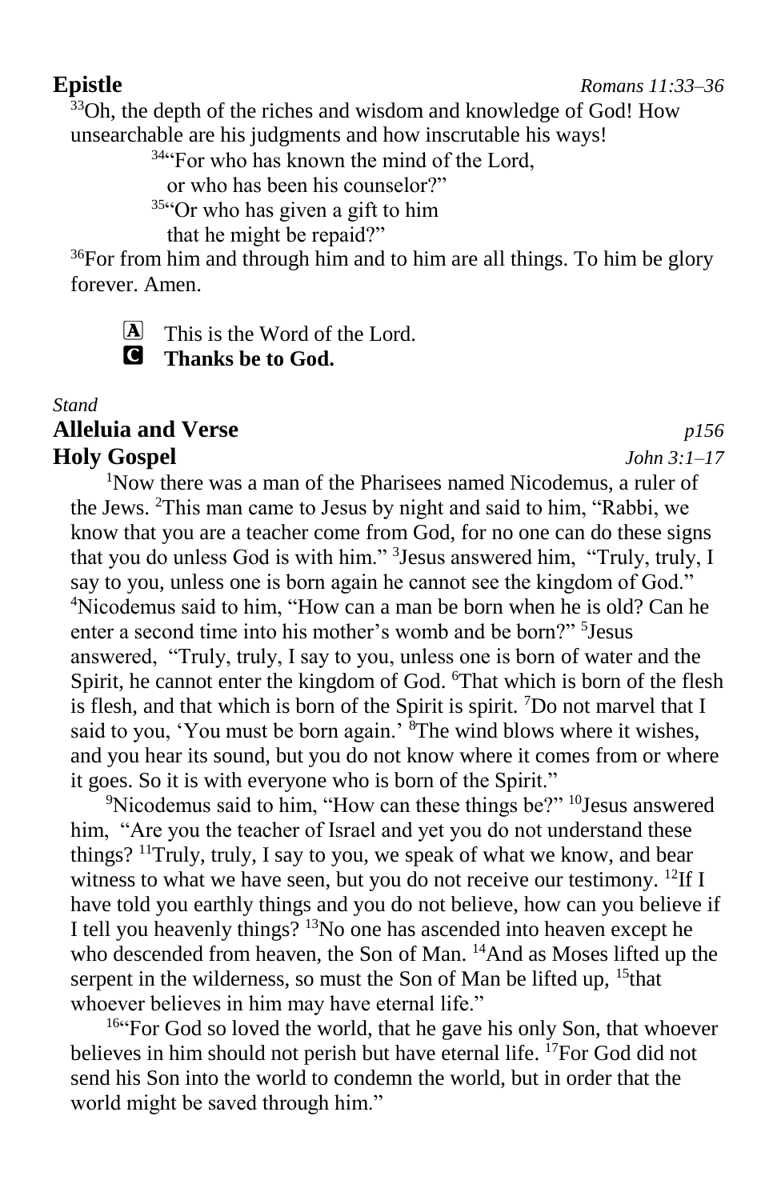**Epistle** *Romans 11:33–36*

[33]Oh, the depth of the riches and wisdom and knowledge of God! How unsearchable are his judgments and how inscrutable his ways!

> [34]"For who has known the mind of the Lord,
> or who has been his counselor?"
> [35]"Or who has given a gift to him
> that he might be repaid?"

[36]For from him and through him and to him are all things. To him be glory forever. Amen.

A This is the Word of the Lord.
C **Thanks be to God.**

*Stand*

**Alleluia and Verse** *p156*

**Holy Gospel** *John 3:1–17*

[1]Now there was a man of the Pharisees named Nicodemus, a ruler of the Jews. [2]This man came to Jesus by night and said to him, "Rabbi, we know that you are a teacher come from God, for no one can do these signs that you do unless God is with him." [3]Jesus answered him, "Truly, truly, I say to you, unless one is born again he cannot see the kingdom of God." [4]Nicodemus said to him, "How can a man be born when he is old? Can he enter a second time into his mother's womb and be born?" [5]Jesus answered, "Truly, truly, I say to you, unless one is born of water and the Spirit, he cannot enter the kingdom of God. [6]That which is born of the flesh is flesh, and that which is born of the Spirit is spirit. [7]Do not marvel that I said to you, 'You must be born again.' [8]The wind blows where it wishes, and you hear its sound, but you do not know where it comes from or where it goes. So it is with everyone who is born of the Spirit."

[9]Nicodemus said to him, "How can these things be?" [10]Jesus answered him, "Are you the teacher of Israel and yet you do not understand these things? [11]Truly, truly, I say to you, we speak of what we know, and bear witness to what we have seen, but you do not receive our testimony. [12]If I have told you earthly things and you do not believe, how can you believe if I tell you heavenly things? [13]No one has ascended into heaven except he who descended from heaven, the Son of Man. [14]And as Moses lifted up the serpent in the wilderness, so must the Son of Man be lifted up, [15]that whoever believes in him may have eternal life."

[16]"For God so loved the world, that he gave his only Son, that whoever believes in him should not perish but have eternal life. [17]For God did not send his Son into the world to condemn the world, but in order that the world might be saved through him."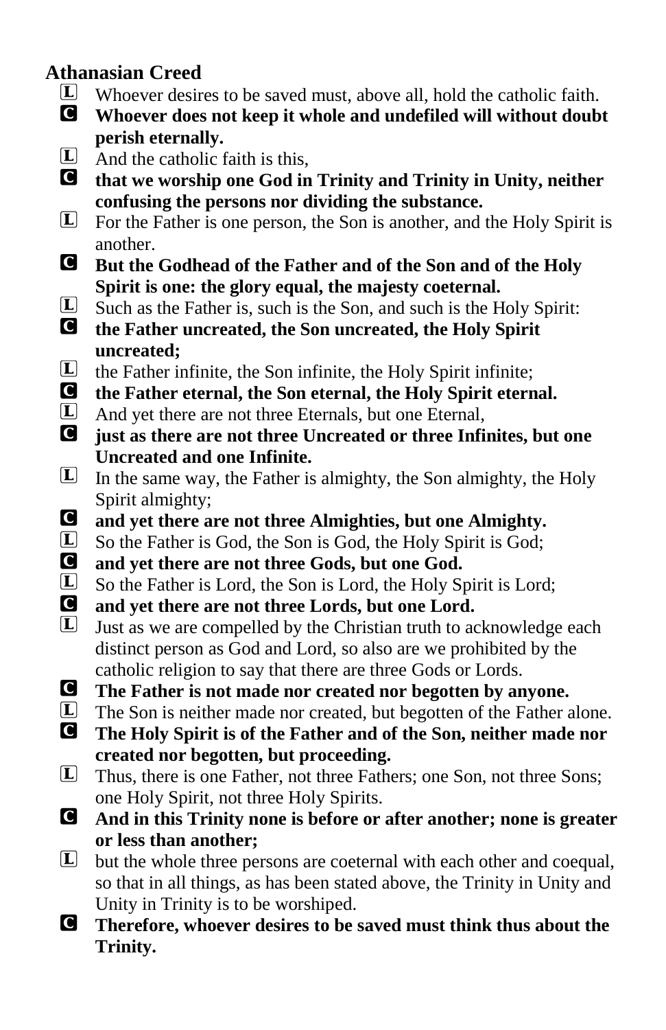## Athanasian Creed

L Whoever desires to be saved must, above all, hold the catholic faith.

**C Whoever does not keep it whole and undefiled will without doubt perish eternally.**

L And the catholic faith is this,

**C that we worship one God in Trinity and Trinity in Unity, neither confusing the persons nor dividing the substance.**

L For the Father is one person, the Son is another, and the Holy Spirit is another.

**C But the Godhead of the Father and of the Son and of the Holy Spirit is one: the glory equal, the majesty coeternal.**

L Such as the Father is, such is the Son, and such is the Holy Spirit:

**C the Father uncreated, the Son uncreated, the Holy Spirit uncreated;**

L the Father infinite, the Son infinite, the Holy Spirit infinite;

**C the Father eternal, the Son eternal, the Holy Spirit eternal.**

L And yet there are not three Eternals, but one Eternal,

**C just as there are not three Uncreated or three Infinites, but one Uncreated and one Infinite.**

L In the same way, the Father is almighty, the Son almighty, the Holy Spirit almighty;

**C and yet there are not three Almighties, but one Almighty.**

L So the Father is God, the Son is God, the Holy Spirit is God;

**C and yet there are not three Gods, but one God.**

L So the Father is Lord, the Son is Lord, the Holy Spirit is Lord;

**C and yet there are not three Lords, but one Lord.**

L Just as we are compelled by the Christian truth to acknowledge each distinct person as God and Lord, so also are we prohibited by the catholic religion to say that there are three Gods or Lords.

**C The Father is not made nor created nor begotten by anyone.**

L The Son is neither made nor created, but begotten of the Father alone.

**C The Holy Spirit is of the Father and of the Son, neither made nor created nor begotten, but proceeding.**

L Thus, there is one Father, not three Fathers; one Son, not three Sons; one Holy Spirit, not three Holy Spirits.

**C And in this Trinity none is before or after another; none is greater or less than another;**

L but the whole three persons are coeternal with each other and coequal, so that in all things, as has been stated above, the Trinity in Unity and Unity in Trinity is to be worshiped.

**C Therefore, whoever desires to be saved must think thus about the Trinity.**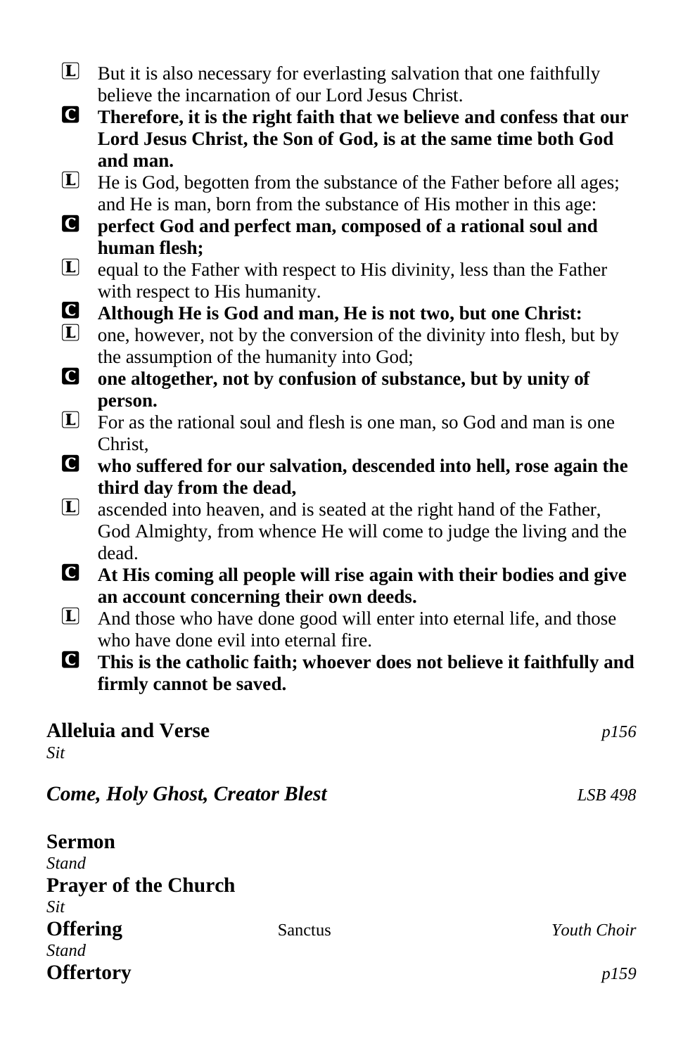L But it is also necessary for everlasting salvation that one faithfully believe the incarnation of our Lord Jesus Christ.

**C Therefore, it is the right faith that we believe and confess that our Lord Jesus Christ, the Son of God, is at the same time both God and man.**

L He is God, begotten from the substance of the Father before all ages; and He is man, born from the substance of His mother in this age:

**C perfect God and perfect man, composed of a rational soul and human flesh;**

L equal to the Father with respect to His divinity, less than the Father with respect to His humanity.

**C Although He is God and man, He is not two, but one Christ:**

L one, however, not by the conversion of the divinity into flesh, but by the assumption of the humanity into God;

**C one altogether, not by confusion of substance, but by unity of person.**

L For as the rational soul and flesh is one man, so God and man is one Christ,

**C who suffered for our salvation, descended into hell, rose again the third day from the dead,**

L ascended into heaven, and is seated at the right hand of the Father, God Almighty, from whence He will come to judge the living and the dead.

**C At His coming all people will rise again with their bodies and give an account concerning their own deeds.**

L And those who have done good will enter into eternal life, and those who have done evil into eternal fire.

**C This is the catholic faith; whoever does not believe it faithfully and firmly cannot be saved.**

**Alleluia and Verse** *p156*

*Sit*

***Come, Holy Ghost, Creator Blest*** *LSB 498*

**Sermon**

*Stand*

**Prayer of the Church**

*Sit*

**Offering** Sanctus *Youth Choir*

*Stand*

**Offertory** *p159*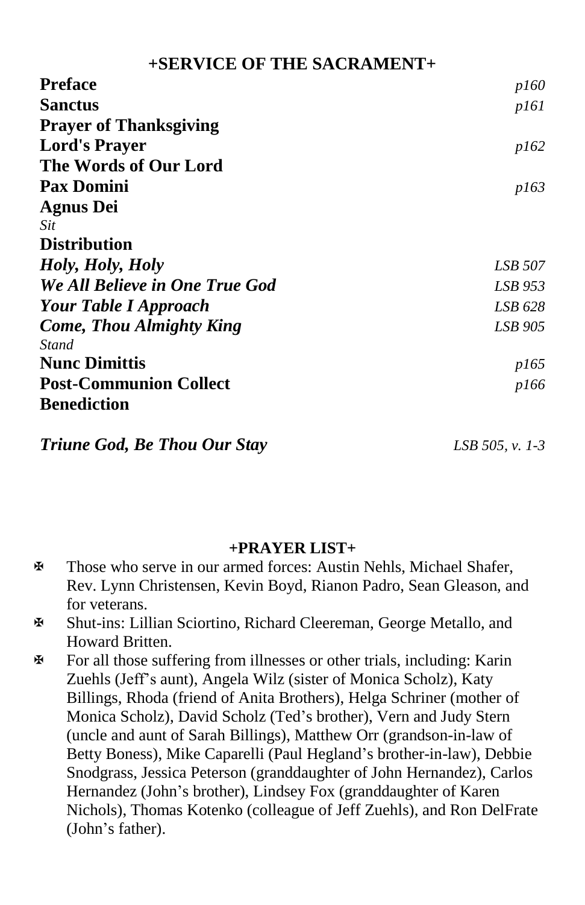## +SERVICE OF THE SACRAMENT+

**Preface** *p160*

**Sanctus** *p161*

**Prayer of Thanksgiving**

**Lord's Prayer** *p162*

**The Words of Our Lord**

**Pax Domini** *p163*

**Agnus Dei**

*Sit*

**Distribution**

***Holy, Holy, Holy*** *LSB 507*

***We All Believe in One True God*** *LSB 953*

***Your Table I Approach*** *LSB 628*

***Come, Thou Almighty King*** *LSB 905*

*Stand*

**Nunc Dimittis** *p165*

**Post-Communion Collect** *p166*

**Benediction**

***Triune God, Be Thou Our Stay*** *LSB 505, v. 1-3*

## +PRAYER LIST+

- ✠ Those who serve in our armed forces: Austin Nehls, Michael Shafer, Rev. Lynn Christensen, Kevin Boyd, Rianon Padro, Sean Gleason, and for veterans.
- ✠ Shut-ins: Lillian Sciortino, Richard Cleereman, George Metallo, and Howard Britten.
- ✠ For all those suffering from illnesses or other trials, including: Karin Zuehls (Jeff's aunt), Angela Wilz (sister of Monica Scholz), Katy Billings, Rhoda (friend of Anita Brothers), Helga Schriner (mother of Monica Scholz), David Scholz (Ted's brother), Vern and Judy Stern (uncle and aunt of Sarah Billings), Matthew Orr (grandson-in-law of Betty Boness), Mike Caparelli (Paul Hegland's brother-in-law), Debbie Snodgrass, Jessica Peterson (granddaughter of John Hernandez), Carlos Hernandez (John's brother), Lindsey Fox (granddaughter of Karen Nichols), Thomas Kotenko (colleague of Jeff Zuehls), and Ron DelFrate (John's father).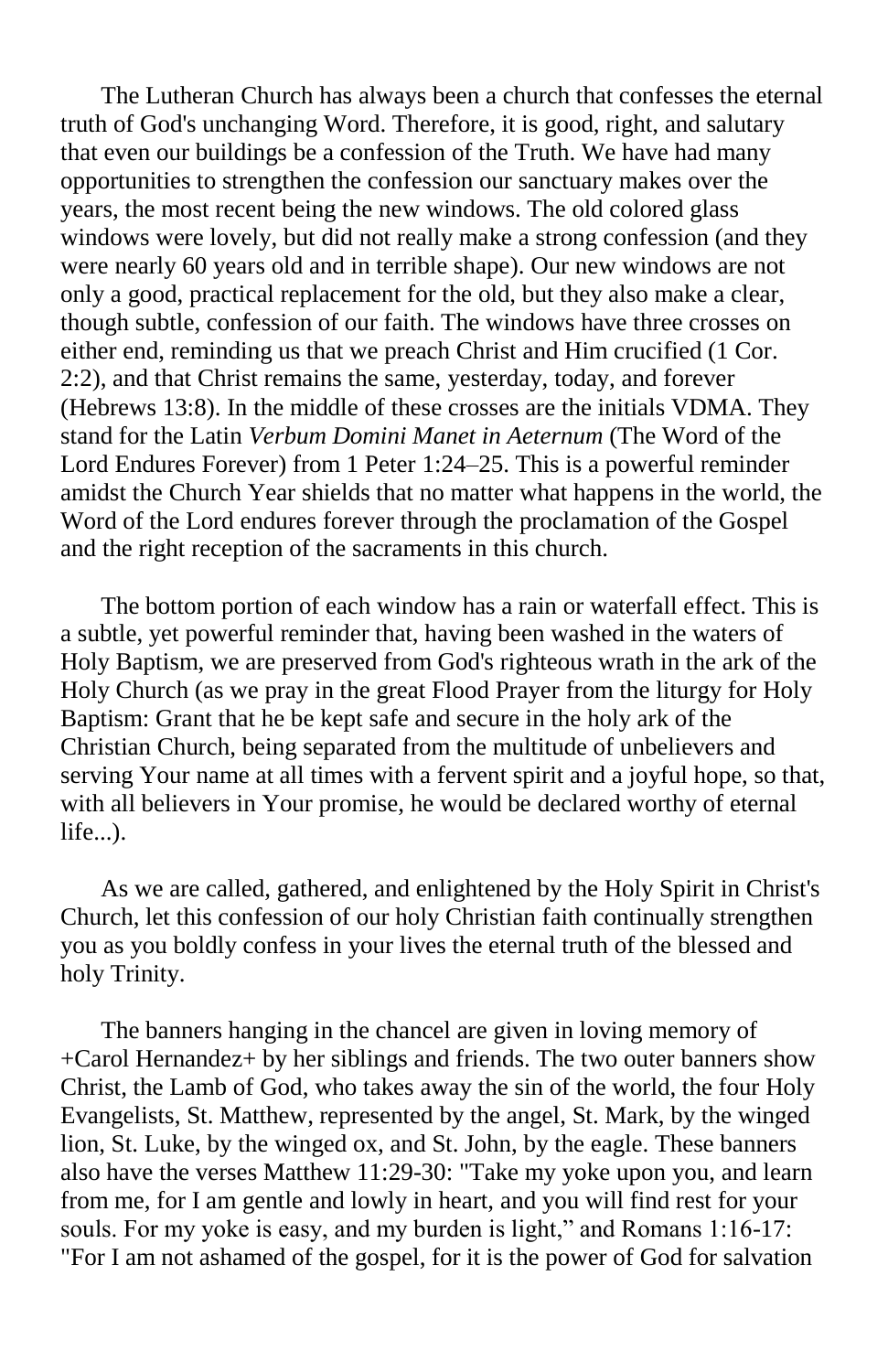The Lutheran Church has always been a church that confesses the eternal truth of God's unchanging Word. Therefore, it is good, right, and salutary that even our buildings be a confession of the Truth. We have had many opportunities to strengthen the confession our sanctuary makes over the years, the most recent being the new windows. The old colored glass windows were lovely, but did not really make a strong confession (and they were nearly 60 years old and in terrible shape). Our new windows are not only a good, practical replacement for the old, but they also make a clear, though subtle, confession of our faith. The windows have three crosses on either end, reminding us that we preach Christ and Him crucified (1 Cor. 2:2), and that Christ remains the same, yesterday, today, and forever (Hebrews 13:8). In the middle of these crosses are the initials VDMA. They stand for the Latin *Verbum Domini Manet in Aeternum* (The Word of the Lord Endures Forever) from 1 Peter 1:24–25. This is a powerful reminder amidst the Church Year shields that no matter what happens in the world, the Word of the Lord endures forever through the proclamation of the Gospel and the right reception of the sacraments in this church.

The bottom portion of each window has a rain or waterfall effect. This is a subtle, yet powerful reminder that, having been washed in the waters of Holy Baptism, we are preserved from God's righteous wrath in the ark of the Holy Church (as we pray in the great Flood Prayer from the liturgy for Holy Baptism: Grant that he be kept safe and secure in the holy ark of the Christian Church, being separated from the multitude of unbelievers and serving Your name at all times with a fervent spirit and a joyful hope, so that, with all believers in Your promise, he would be declared worthy of eternal life...).

As we are called, gathered, and enlightened by the Holy Spirit in Christ's Church, let this confession of our holy Christian faith continually strengthen you as you boldly confess in your lives the eternal truth of the blessed and holy Trinity.

The banners hanging in the chancel are given in loving memory of +Carol Hernandez+ by her siblings and friends. The two outer banners show Christ, the Lamb of God, who takes away the sin of the world, the four Holy Evangelists, St. Matthew, represented by the angel, St. Mark, by the winged lion, St. Luke, by the winged ox, and St. John, by the eagle. These banners also have the verses Matthew 11:29-30: "Take my yoke upon you, and learn from me, for I am gentle and lowly in heart, and you will find rest for your souls. For my yoke is easy, and my burden is light," and Romans 1:16-17: "For I am not ashamed of the gospel, for it is the power of God for salvation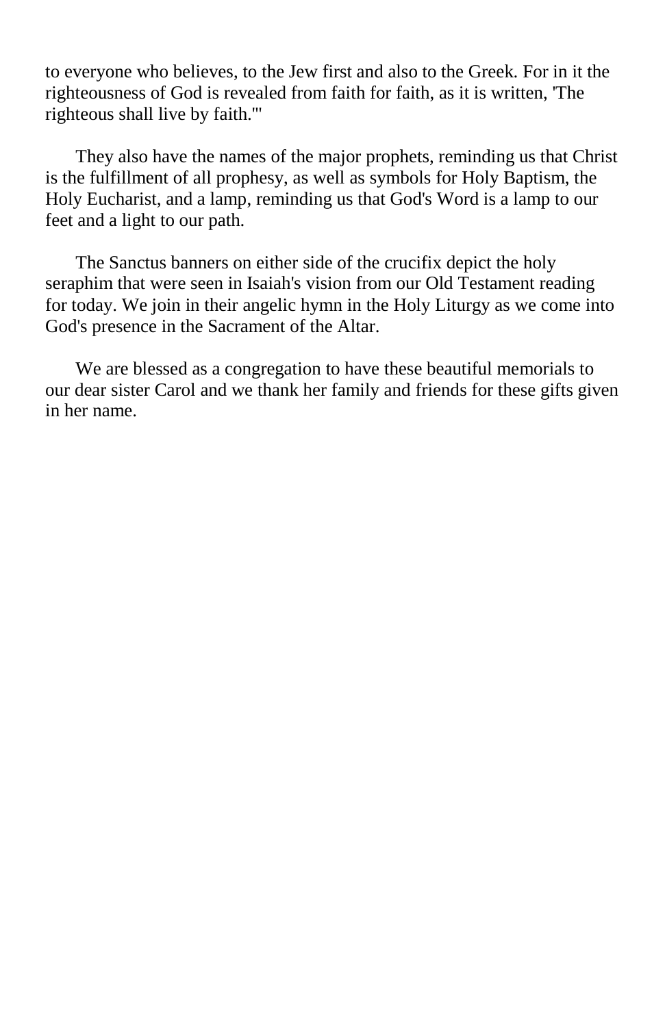to everyone who believes, to the Jew first and also to the Greek. For in it the righteousness of God is revealed from faith for faith, as it is written, 'The righteous shall live by faith.'"

They also have the names of the major prophets, reminding us that Christ is the fulfillment of all prophesy, as well as symbols for Holy Baptism, the Holy Eucharist, and a lamp, reminding us that God's Word is a lamp to our feet and a light to our path.

The Sanctus banners on either side of the crucifix depict the holy seraphim that were seen in Isaiah's vision from our Old Testament reading for today. We join in their angelic hymn in the Holy Liturgy as we come into God's presence in the Sacrament of the Altar.

We are blessed as a congregation to have these beautiful memorials to our dear sister Carol and we thank her family and friends for these gifts given in her name.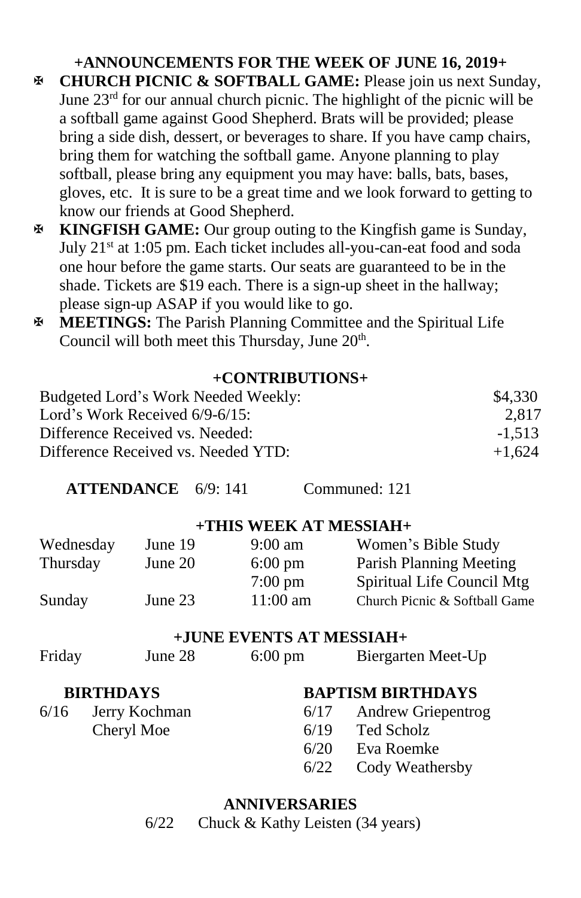## +ANNOUNCEMENTS FOR THE WEEK OF JUNE 16, 2019+

- **CHURCH PICNIC & SOFTBALL GAME:** Please join us next Sunday, June 23rd for our annual church picnic. The highlight of the picnic will be a softball game against Good Shepherd. Brats will be provided; please bring a side dish, dessert, or beverages to share. If you have camp chairs, bring them for watching the softball game. Anyone planning to play softball, please bring any equipment you may have: balls, bats, bases, gloves, etc. It is sure to be a great time and we look forward to getting to know our friends at Good Shepherd.
- **KINGFISH GAME:** Our group outing to the Kingfish game is Sunday, July 21st at 1:05 pm. Each ticket includes all-you-can-eat food and soda one hour before the game starts. Our seats are guaranteed to be in the shade. Tickets are $19 each. There is a sign-up sheet in the hallway; please sign-up ASAP if you would like to go.
- **MEETINGS:** The Parish Planning Committee and the Spiritual Life Council will both meet this Thursday, June 20th.

## +CONTRIBUTIONS+

| | |
|---|---|
| Budgeted Lord's Work Needed Weekly: | $4,330 |
| Lord's Work Received 6/9-6/15: | 2,817 |
| Difference Received vs. Needed: | -1,513 |
| Difference Received vs. Needed YTD: | +1,624 |

**ATTENDANCE** 6/9: 141 Communed: 121

## +THIS WEEK AT MESSIAH+

| | | | |
|---|---|---|---|
| Wednesday | June 19 | 9:00 am | Women's Bible Study |
| Thursday | June 20 | 6:00 pm | Parish Planning Meeting |
| | | 7:00 pm | Spiritual Life Council Mtg |
| Sunday | June 23 | 11:00 am | Church Picnic & Softball Game |

## +JUNE EVENTS AT MESSIAH+

| | | | |
|---|---|---|---|
| Friday | June 28 | 6:00 pm | Biergarten Meet-Up |

### BIRTHDAYS

6/16 Jerry Kochman
Cheryl Moe

### BAPTISM BIRTHDAYS

6/17 Andrew Griepentrog
6/19 Ted Scholz
6/20 Eva Roemke
6/22 Cody Weathersby

### ANNIVERSARIES

6/22 Chuck & Kathy Leisten (34 years)